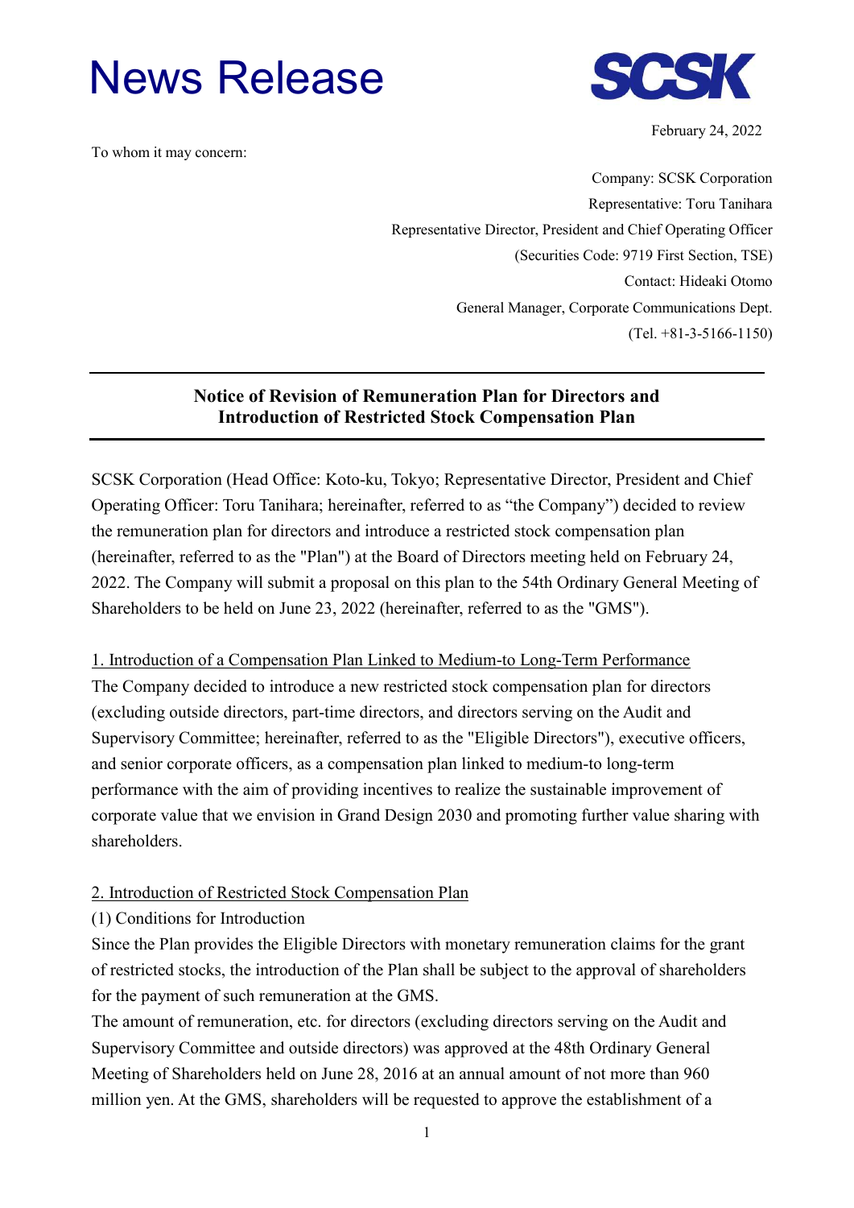# News Release

**SCSK**

February 24, 2022

To whom it may concern:

Company: SCSK Corporation
Representative: Toru Tanihara
Representative Director, President and Chief Operating Officer
(Securities Code: 9719 First Section, TSE)
Contact: Hideaki Otomo
General Manager, Corporate Communications Dept.
(Tel. +81-3-5166-1150)

## Notice of Revision of Remuneration Plan for Directors and Introduction of Restricted Stock Compensation Plan

SCSK Corporation (Head Office: Koto-ku, Tokyo; Representative Director, President and Chief Operating Officer: Toru Tanihara; hereinafter, referred to as “the Company”) decided to review the remuneration plan for directors and introduce a restricted stock compensation plan (hereinafter, referred to as the "Plan") at the Board of Directors meeting held on February 24, 2022. The Company will submit a proposal on this plan to the 54th Ordinary General Meeting of Shareholders to be held on June 23, 2022 (hereinafter, referred to as the "GMS").

### 1. Introduction of a Compensation Plan Linked to Medium-to Long-Term Performance

The Company decided to introduce a new restricted stock compensation plan for directors (excluding outside directors, part-time directors, and directors serving on the Audit and Supervisory Committee; hereinafter, referred to as the "Eligible Directors"), executive officers, and senior corporate officers, as a compensation plan linked to medium-to long-term performance with the aim of providing incentives to realize the sustainable improvement of corporate value that we envision in Grand Design 2030 and promoting further value sharing with shareholders.

### 2. Introduction of Restricted Stock Compensation Plan

(1) Conditions for Introduction

Since the Plan provides the Eligible Directors with monetary remuneration claims for the grant of restricted stocks, the introduction of the Plan shall be subject to the approval of shareholders for the payment of such remuneration at the GMS.

The amount of remuneration, etc. for directors (excluding directors serving on the Audit and Supervisory Committee and outside directors) was approved at the 48th Ordinary General Meeting of Shareholders held on June 28, 2016 at an annual amount of not more than 960 million yen. At the GMS, shareholders will be requested to approve the establishment of a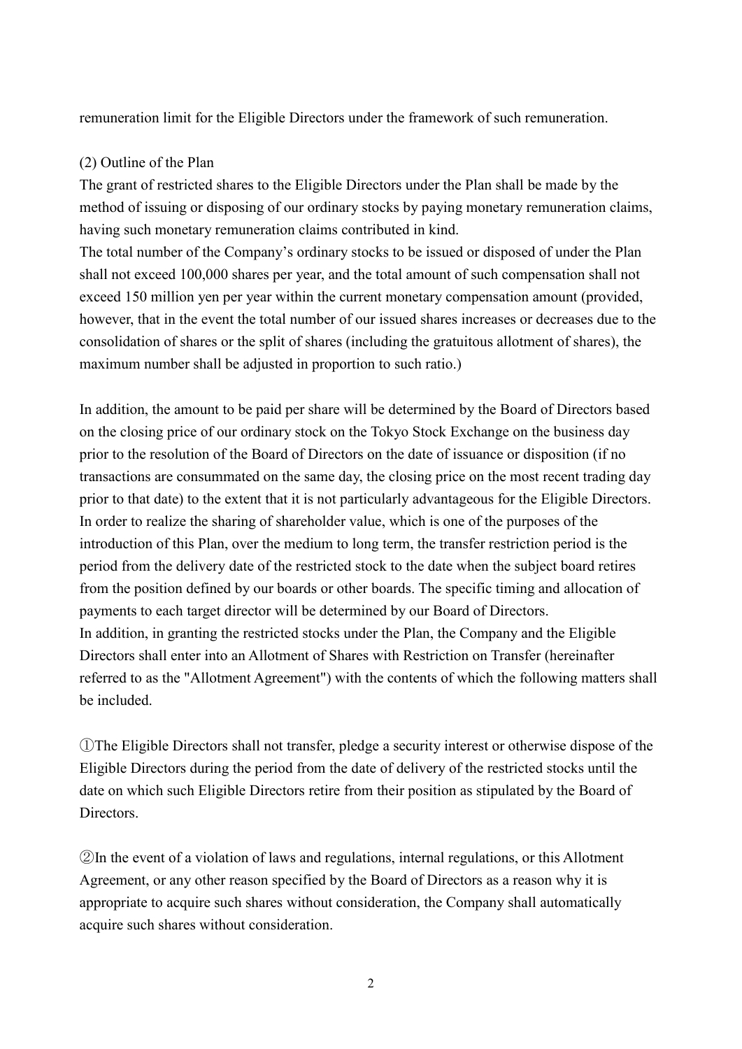remuneration limit for the Eligible Directors under the framework of such remuneration.

(2) Outline of the Plan

The grant of restricted shares to the Eligible Directors under the Plan shall be made by the method of issuing or disposing of our ordinary stocks by paying monetary remuneration claims, having such monetary remuneration claims contributed in kind.

The total number of the Company's ordinary stocks to be issued or disposed of under the Plan shall not exceed 100,000 shares per year, and the total amount of such compensation shall not exceed 150 million yen per year within the current monetary compensation amount (provided, however, that in the event the total number of our issued shares increases or decreases due to the consolidation of shares or the split of shares (including the gratuitous allotment of shares), the maximum number shall be adjusted in proportion to such ratio.)

In addition, the amount to be paid per share will be determined by the Board of Directors based on the closing price of our ordinary stock on the Tokyo Stock Exchange on the business day prior to the resolution of the Board of Directors on the date of issuance or disposition (if no transactions are consummated on the same day, the closing price on the most recent trading day prior to that date) to the extent that it is not particularly advantageous for the Eligible Directors.

In order to realize the sharing of shareholder value, which is one of the purposes of the introduction of this Plan, over the medium to long term, the transfer restriction period is the period from the delivery date of the restricted stock to the date when the subject board retires from the position defined by our boards or other boards. The specific timing and allocation of payments to each target director will be determined by our Board of Directors.

In addition, in granting the restricted stocks under the Plan, the Company and the Eligible Directors shall enter into an Allotment of Shares with Restriction on Transfer (hereinafter referred to as the "Allotment Agreement") with the contents of which the following matters shall be included.

①The Eligible Directors shall not transfer, pledge a security interest or otherwise dispose of the Eligible Directors during the period from the date of delivery of the restricted stocks until the date on which such Eligible Directors retire from their position as stipulated by the Board of Directors.

②In the event of a violation of laws and regulations, internal regulations, or this Allotment Agreement, or any other reason specified by the Board of Directors as a reason why it is appropriate to acquire such shares without consideration, the Company shall automatically acquire such shares without consideration.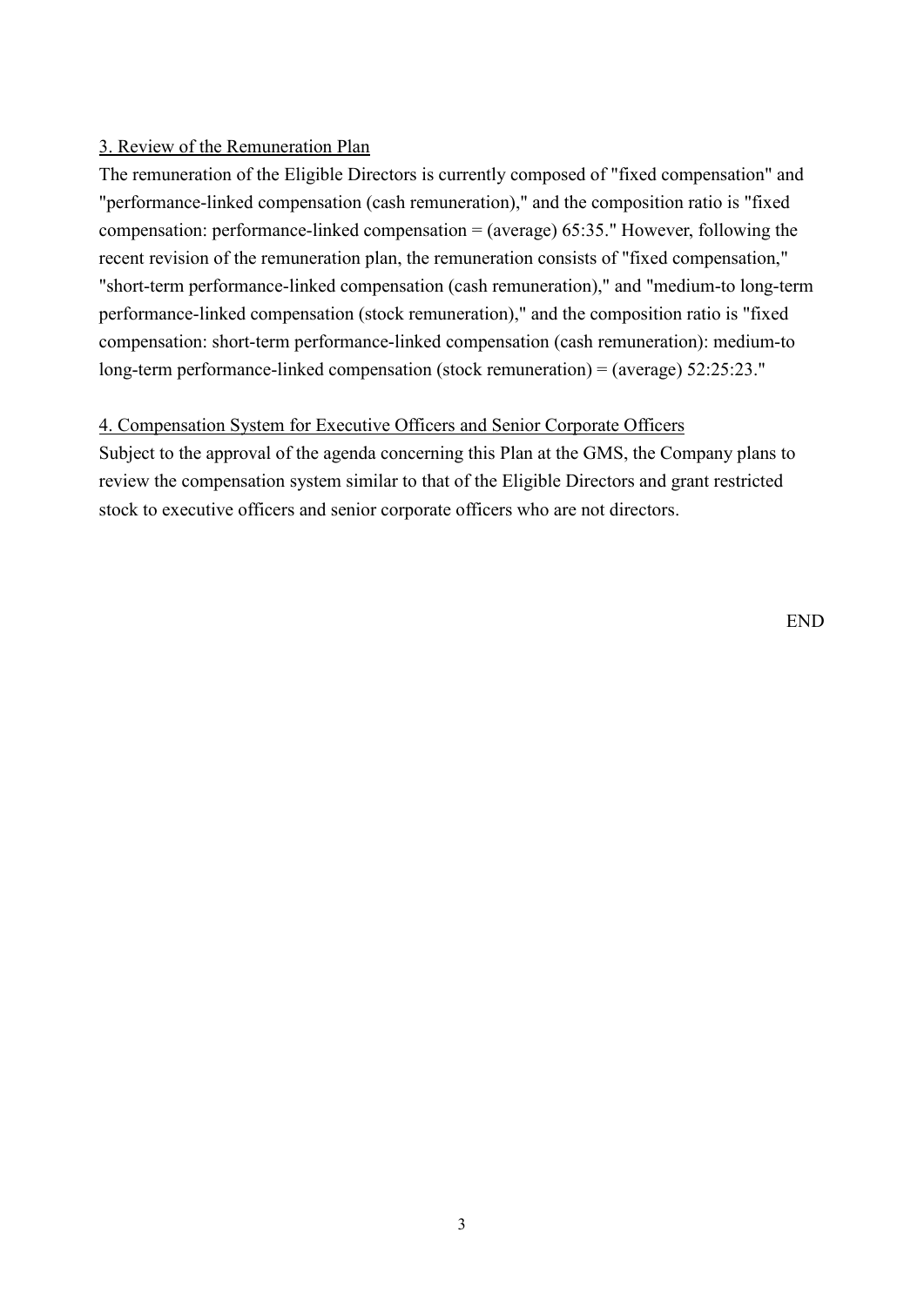## 3. Review of the Remuneration Plan

The remuneration of the Eligible Directors is currently composed of "fixed compensation" and "performance-linked compensation (cash remuneration)," and the composition ratio is "fixed compensation: performance-linked compensation = (average) 65:35." However, following the recent revision of the remuneration plan, the remuneration consists of "fixed compensation," "short-term performance-linked compensation (cash remuneration)," and "medium-to long-term performance-linked compensation (stock remuneration)," and the composition ratio is "fixed compensation: short-term performance-linked compensation (cash remuneration): medium-to long-term performance-linked compensation (stock remuneration) = (average) 52:25:23."

## 4. Compensation System for Executive Officers and Senior Corporate Officers

Subject to the approval of the agenda concerning this Plan at the GMS, the Company plans to review the compensation system similar to that of the Eligible Directors and grant restricted stock to executive officers and senior corporate officers who are not directors.

END